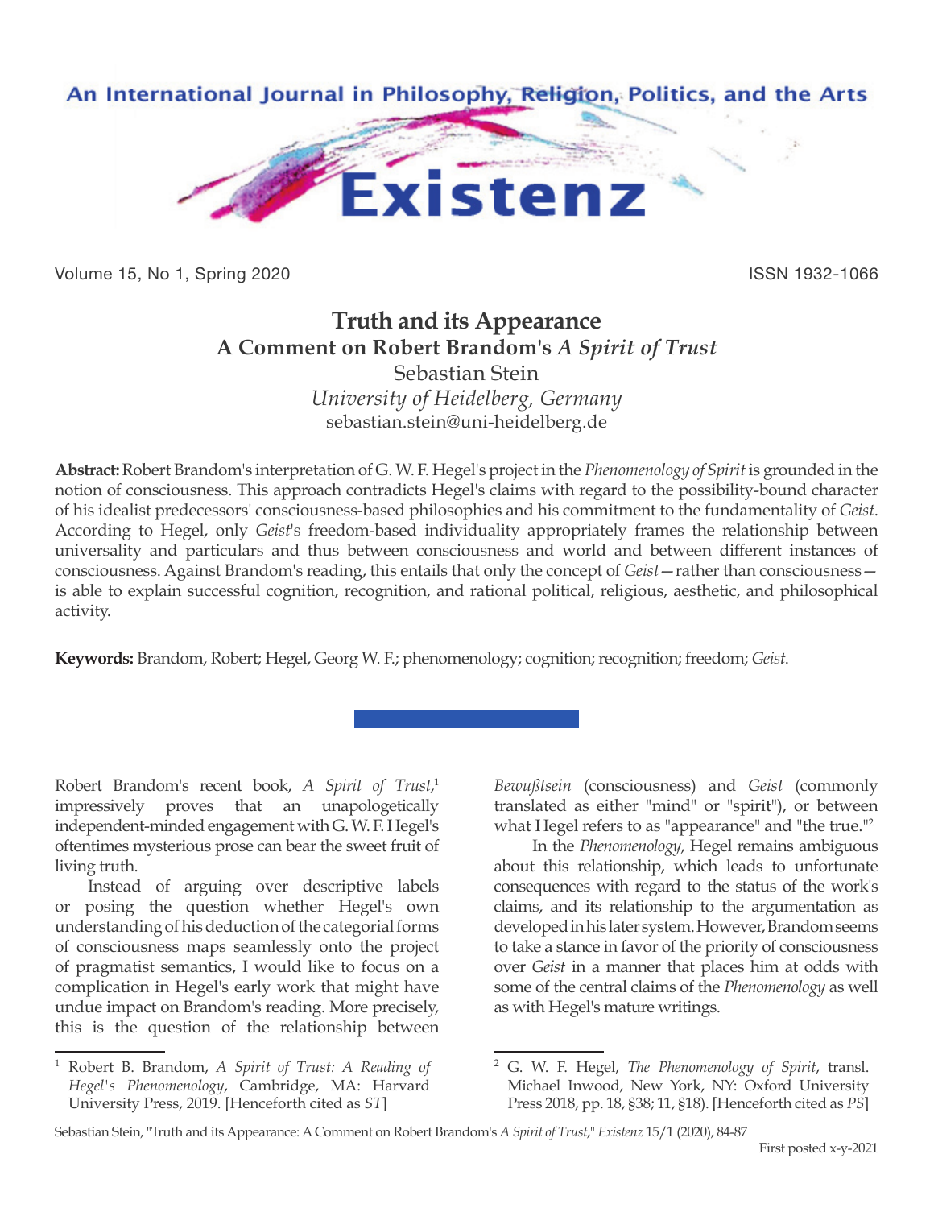# Truth and its Appearance

## A Comment on Robert Brandom's *A Spirit of Trust*

Sebastian Stein
*University of Heidelberg, Germany*
sebastian.stein@uni-heidelberg.de

**Abstract:** Robert Brandom's interpretation of G. W. F. Hegel's project in the *Phenomenology of Spirit* is grounded in the notion of consciousness. This approach contradicts Hegel's claims with regard to the possibility-bound character of his idealist predecessors' consciousness-based philosophies and his commitment to the fundamentality of *Geist*. According to Hegel, only *Geist*'s freedom-based individuality appropriately frames the relationship between universality and particulars and thus between consciousness and world and between different instances of consciousness. Against Brandom's reading, this entails that only the concept of *Geist*—rather than consciousness—is able to explain successful cognition, recognition, and rational political, religious, aesthetic, and philosophical activity.

**Keywords:** Brandom, Robert; Hegel, Georg W. F.; phenomenology; cognition; recognition; freedom; *Geist*.

Robert Brandom's recent book, *A Spirit of Trust*,[1] impressively proves that an unapologetically independent-minded engagement with G. W. F. Hegel's oftentimes mysterious prose can bear the sweet fruit of living truth.

Instead of arguing over descriptive labels or posing the question whether Hegel's own understanding of his deduction of the categorial forms of consciousness maps seamlessly onto the project of pragmatist semantics, I would like to focus on a complication in Hegel's early work that might have undue impact on Brandom's reading. More precisely, this is the question of the relationship between *Bewußtsein* (consciousness) and *Geist* (commonly translated as either "mind" or "spirit"), or between what Hegel refers to as "appearance" and "the true."[2]

In the *Phenomenology*, Hegel remains ambiguous about this relationship, which leads to unfortunate consequences with regard to the status of the work's claims, and its relationship to the argumentation as developed in his later system. However, Brandom seems to take a stance in favor of the priority of consciousness over *Geist* in a manner that places him at odds with some of the central claims of the *Phenomenology* as well as with Hegel's mature writings.

---

[1] Robert B. Brandom, *A Spirit of Trust: A Reading of Hegel's Phenomenology*, Cambridge, MA: Harvard University Press, 2019. [Henceforth cited as *ST*]

[2] G. W. F. Hegel, *The Phenomenology of Spirit*, transl. Michael Inwood, New York, NY: Oxford University Press 2018, pp. 18, §38; 11, §18). [Henceforth cited as *PS*]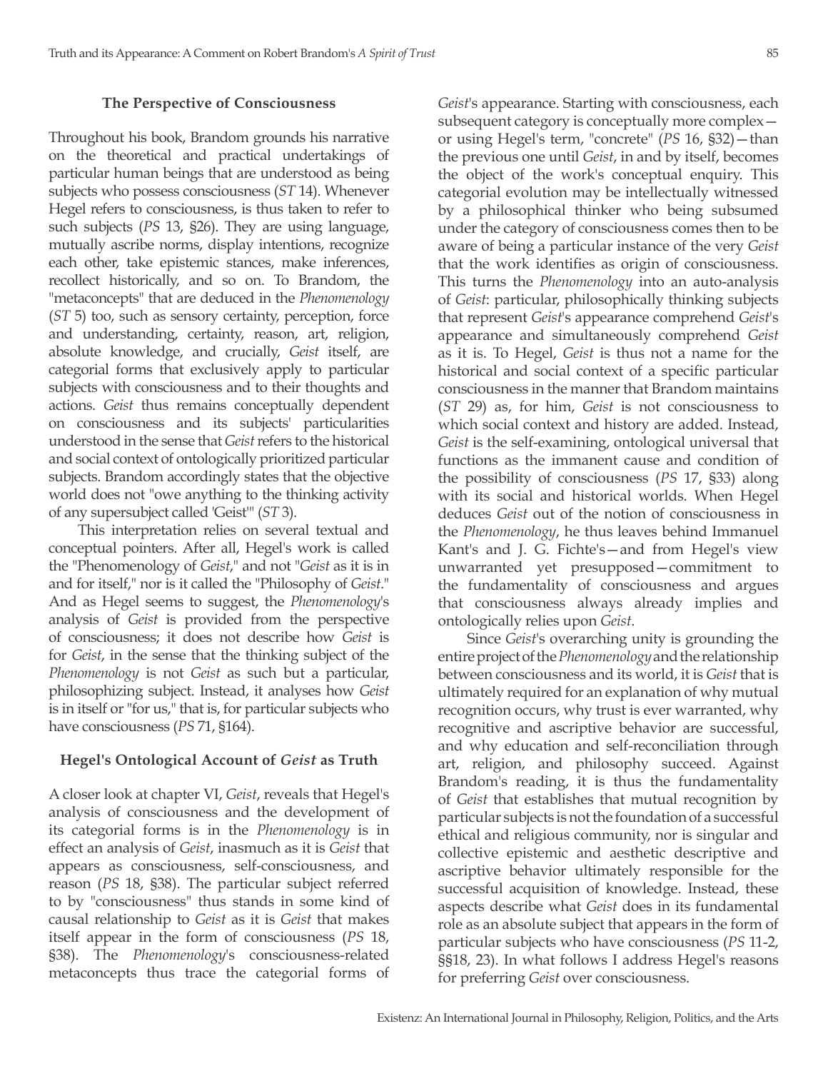### The Perspective of Consciousness

Throughout his book, Brandom grounds his narrative on the theoretical and practical undertakings of particular human beings that are understood as being subjects who possess consciousness (*ST* 14). Whenever Hegel refers to consciousness, is thus taken to refer to such subjects (*PS* 13, §26). They are using language, mutually ascribe norms, display intentions, recognize each other, take epistemic stances, make inferences, recollect historically, and so on. To Brandom, the "metaconcepts" that are deduced in the *Phenomenology* (*ST* 5) too, such as sensory certainty, perception, force and understanding, certainty, reason, art, religion, absolute knowledge, and crucially, *Geist* itself, are categorial forms that exclusively apply to particular subjects with consciousness and to their thoughts and actions. *Geist* thus remains conceptually dependent on consciousness and its subjects' particularities understood in the sense that *Geist* refers to the historical and social context of ontologically prioritized particular subjects. Brandom accordingly states that the objective world does not "owe anything to the thinking activity of any supersubject called 'Geist'" (*ST* 3).

This interpretation relies on several textual and conceptual pointers. After all, Hegel's work is called the "Phenomenology of *Geist*," and not "*Geist* as it is in and for itself," nor is it called the "Philosophy of *Geist*." And as Hegel seems to suggest, the *Phenomenology*'s analysis of *Geist* is provided from the perspective of consciousness; it does not describe how *Geist* is for *Geist*, in the sense that the thinking subject of the *Phenomenology* is not *Geist* as such but a particular, philosophizing subject. Instead, it analyses how *Geist* is in itself or "for us," that is, for particular subjects who have consciousness (*PS* 71, §164).

### Hegel's Ontological Account of *Geist* as Truth

A closer look at chapter VI, *Geist*, reveals that Hegel's analysis of consciousness and the development of its categorial forms is in the *Phenomenology* is in effect an analysis of *Geist*, inasmuch as it is *Geist* that appears as consciousness, self-consciousness, and reason (*PS* 18, §38). The particular subject referred to by "consciousness" thus stands in some kind of causal relationship to *Geist* as it is *Geist* that makes itself appear in the form of consciousness (*PS* 18, §38). The *Phenomenology*'s consciousness-related metaconcepts thus trace the categorial forms of *Geist*'s appearance. Starting with consciousness, each subsequent category is conceptually more complex—or using Hegel's term, "concrete" (*PS* 16, §32)—than the previous one until *Geist*, in and by itself, becomes the object of the work's conceptual enquiry. This categorial evolution may be intellectually witnessed by a philosophical thinker who being subsumed under the category of consciousness comes then to be aware of being a particular instance of the very *Geist* that the work identifies as origin of consciousness. This turns the *Phenomenology* into an auto-analysis of *Geist*: particular, philosophically thinking subjects that represent *Geist*'s appearance comprehend *Geist*'s appearance and simultaneously comprehend *Geist* as it is. To Hegel, *Geist* is thus not a name for the historical and social context of a specific particular consciousness in the manner that Brandom maintains (*ST* 29) as, for him, *Geist* is not consciousness to which social context and history are added. Instead, *Geist* is the self-examining, ontological universal that functions as the immanent cause and condition of the possibility of consciousness (*PS* 17, §33) along with its social and historical worlds. When Hegel deduces *Geist* out of the notion of consciousness in the *Phenomenology*, he thus leaves behind Immanuel Kant's and J. G. Fichte's—and from Hegel's view unwarranted yet presupposed—commitment to the fundamentality of consciousness and argues that consciousness always already implies and ontologically relies upon *Geist*.

Since *Geist*'s overarching unity is grounding the entire project of the *Phenomenology* and the relationship between consciousness and its world, it is *Geist* that is ultimately required for an explanation of why mutual recognition occurs, why trust is ever warranted, why recognitive and ascriptive behavior are successful, and why education and self-reconciliation through art, religion, and philosophy succeed. Against Brandom's reading, it is thus the fundamentality of *Geist* that establishes that mutual recognition by particular subjects is not the foundation of a successful ethical and religious community, nor is singular and collective epistemic and aesthetic descriptive and ascriptive behavior ultimately responsible for the successful acquisition of knowledge. Instead, these aspects describe what *Geist* does in its fundamental role as an absolute subject that appears in the form of particular subjects who have consciousness (*PS* 11-2, §§18, 23). In what follows I address Hegel's reasons for preferring *Geist* over consciousness.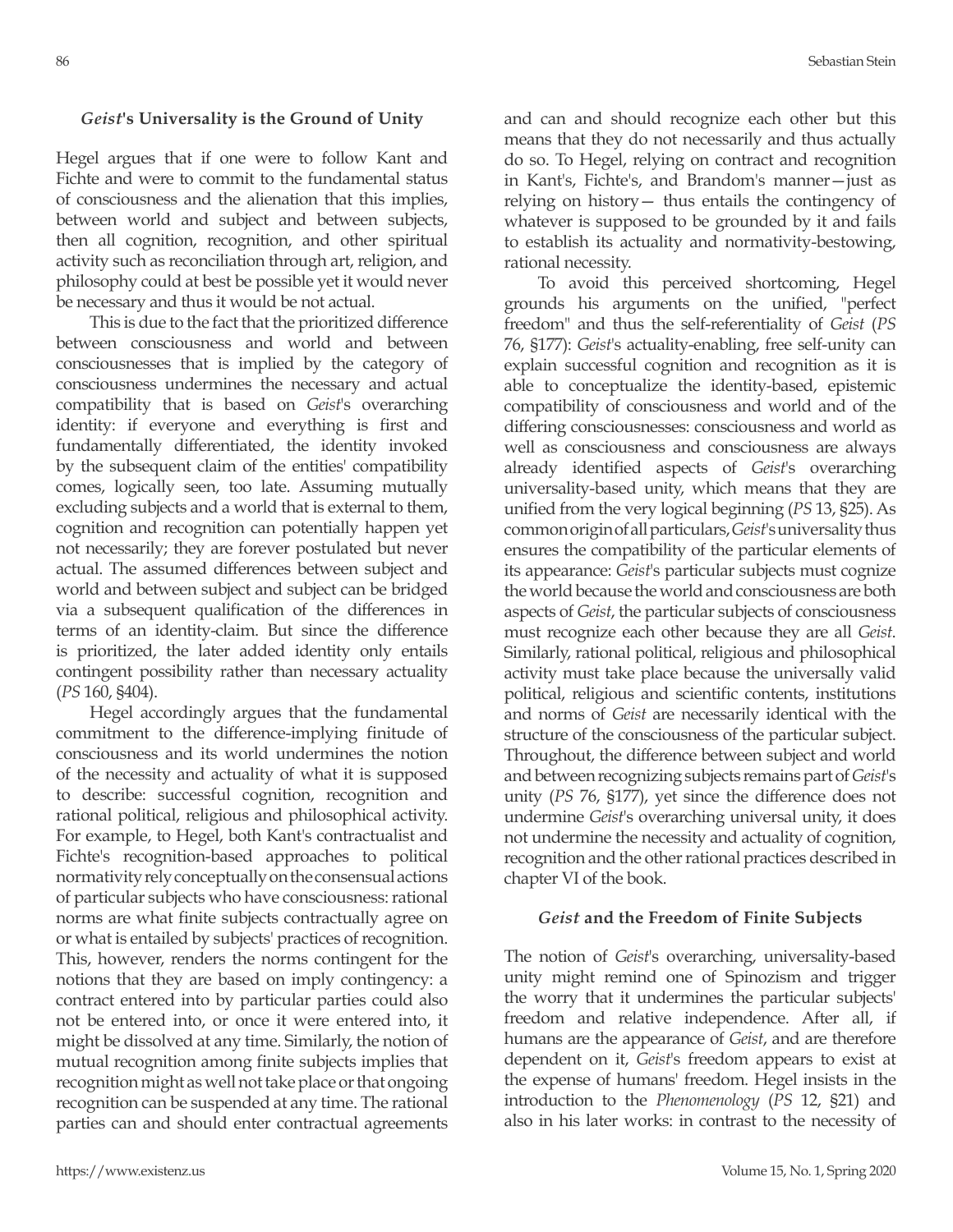### *Geist*'s Universality is the Ground of Unity

Hegel argues that if one were to follow Kant and Fichte and were to commit to the fundamental status of consciousness and the alienation that this implies, between world and subject and between subjects, then all cognition, recognition, and other spiritual activity such as reconciliation through art, religion, and philosophy could at best be possible yet it would never be necessary and thus it would be not actual.

This is due to the fact that the prioritized difference between consciousness and world and between consciousnesses that is implied by the category of consciousness undermines the necessary and actual compatibility that is based on *Geist*'s overarching identity: if everyone and everything is first and fundamentally differentiated, the identity invoked by the subsequent claim of the entities' compatibility comes, logically seen, too late. Assuming mutually excluding subjects and a world that is external to them, cognition and recognition can potentially happen yet not necessarily; they are forever postulated but never actual. The assumed differences between subject and world and between subject and subject can be bridged via a subsequent qualification of the differences in terms of an identity-claim. But since the difference is prioritized, the later added identity only entails contingent possibility rather than necessary actuality (*PS* 160, §404).

Hegel accordingly argues that the fundamental commitment to the difference-implying finitude of consciousness and its world undermines the notion of the necessity and actuality of what it is supposed to describe: successful cognition, recognition and rational political, religious and philosophical activity. For example, to Hegel, both Kant's contractualist and Fichte's recognition-based approaches to political normativity rely conceptually on the consensual actions of particular subjects who have consciousness: rational norms are what finite subjects contractually agree on or what is entailed by subjects' practices of recognition. This, however, renders the norms contingent for the notions that they are based on imply contingency: a contract entered into by particular parties could also not be entered into, or once it were entered into, it might be dissolved at any time. Similarly, the notion of mutual recognition among finite subjects implies that recognition might as well not take place or that ongoing recognition can be suspended at any time. The rational parties can and should enter contractual agreements and can and should recognize each other but this means that they do not necessarily and thus actually do so. To Hegel, relying on contract and recognition in Kant's, Fichte's, and Brandom's manner—just as relying on history— thus entails the contingency of whatever is supposed to be grounded by it and fails to establish its actuality and normativity-bestowing, rational necessity.

To avoid this perceived shortcoming, Hegel grounds his arguments on the unified, "perfect freedom" and thus the self-referentiality of *Geist* (*PS* 76, §177): *Geist*'s actuality-enabling, free self-unity can explain successful cognition and recognition as it is able to conceptualize the identity-based, epistemic compatibility of consciousness and world and of the differing consciousnesses: consciousness and world as well as consciousness and consciousness are always already identified aspects of *Geist*'s overarching universality-based unity, which means that they are unified from the very logical beginning (*PS* 13, §25). As common origin of all particulars, *Geist*'s universality thus ensures the compatibility of the particular elements of its appearance: *Geist*'s particular subjects must cognize the world because the world and consciousness are both aspects of *Geist*, the particular subjects of consciousness must recognize each other because they are all *Geist*. Similarly, rational political, religious and philosophical activity must take place because the universally valid political, religious and scientific contents, institutions and norms of *Geist* are necessarily identical with the structure of the consciousness of the particular subject. Throughout, the difference between subject and world and between recognizing subjects remains part of *Geist*'s unity (*PS* 76, §177), yet since the difference does not undermine *Geist*'s overarching universal unity, it does not undermine the necessity and actuality of cognition, recognition and the other rational practices described in chapter VI of the book.

### *Geist* and the Freedom of Finite Subjects

The notion of *Geist*'s overarching, universality-based unity might remind one of Spinozism and trigger the worry that it undermines the particular subjects' freedom and relative independence. After all, if humans are the appearance of *Geist*, and are therefore dependent on it, *Geist*'s freedom appears to exist at the expense of humans' freedom. Hegel insists in the introduction to the *Phenomenology* (*PS* 12, §21) and also in his later works: in contrast to the necessity of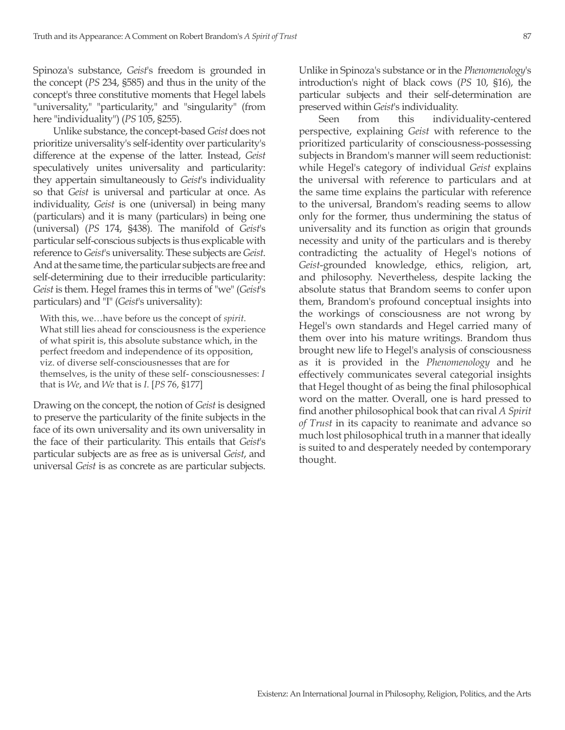Spinoza's substance, *Geist*'s freedom is grounded in the concept (*PS* 234, §585) and thus in the unity of the concept's three constitutive moments that Hegel labels "universality," "particularity," and "singularity" (from here "individuality") (*PS* 105, §255).

Unlike substance, the concept-based *Geist* does not prioritize universality's self-identity over particularity's difference at the expense of the latter. Instead, *Geist* speculatively unites universality and particularity: they appertain simultaneously to *Geist*'s individuality so that *Geist* is universal and particular at once. As individuality, *Geist* is one (universal) in being many (particulars) and it is many (particulars) in being one (universal) (*PS* 174, §438). The manifold of *Geist*'s particular self-conscious subjects is thus explicable with reference to *Geist*'s universality. These subjects are *Geist*. And at the same time, the particular subjects are free and self-determining due to their irreducible particularity: *Geist* is them. Hegel frames this in terms of "we" (*Geist*'s particulars) and "I" (*Geist*'s universality):

> With this, we…have before us the concept of *spirit*. What still lies ahead for consciousness is the experience of what spirit is, this absolute substance which, in the perfect freedom and independence of its opposition, viz. of diverse self-consciousnesses that are for themselves, is the unity of these self- consciousnesses: *I* that is *We*, and *We* that is *I*. [*PS* 76, §177]

Drawing on the concept, the notion of *Geist* is designed to preserve the particularity of the finite subjects in the face of its own universality and its own universality in the face of their particularity. This entails that *Geist*'s particular subjects are as free as is universal *Geist*, and universal *Geist* is as concrete as are particular subjects. Unlike in Spinoza's substance or in the *Phenomenology*'s introduction's night of black cows (*PS* 10, §16), the particular subjects and their self-determination are preserved within *Geist*'s individuality.

Seen from this individuality-centered perspective, explaining *Geist* with reference to the prioritized particularity of consciousness-possessing subjects in Brandom's manner will seem reductionist: while Hegel's category of individual *Geist* explains the universal with reference to particulars and at the same time explains the particular with reference to the universal, Brandom's reading seems to allow only for the former, thus undermining the status of universality and its function as origin that grounds necessity and unity of the particulars and is thereby contradicting the actuality of Hegel's notions of *Geist*-grounded knowledge, ethics, religion, art, and philosophy. Nevertheless, despite lacking the absolute status that Brandom seems to confer upon them, Brandom's profound conceptual insights into the workings of consciousness are not wrong by Hegel's own standards and Hegel carried many of them over into his mature writings. Brandom thus brought new life to Hegel's analysis of consciousness as it is provided in the *Phenomenology* and he effectively communicates several categorial insights that Hegel thought of as being the final philosophical word on the matter. Overall, one is hard pressed to find another philosophical book that can rival *A Spirit of Trust* in its capacity to reanimate and advance so much lost philosophical truth in a manner that ideally is suited to and desperately needed by contemporary thought.